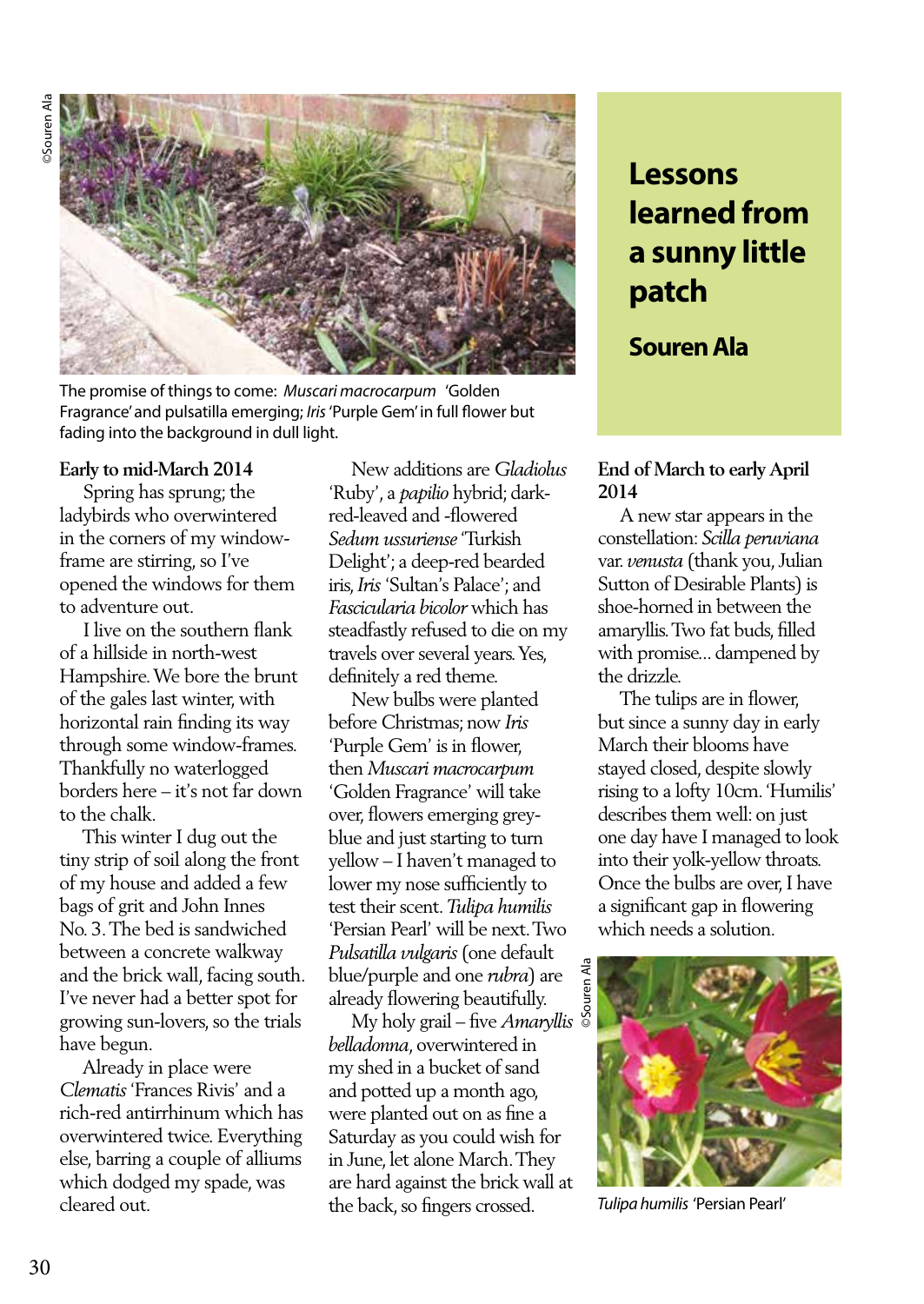# Lessons learned from a sunny little patch

**Souren Ala**

The promise of things to come: *Muscari macrocarpum* 'Golden Fragrance' and pulsatilla emerging; *Iris* 'Purple Gem' in full flower but fading into the background in dull light.

**Early to mid-March 2014**

Spring has sprung; the ladybirds who overwintered in the corners of my window-frame are stirring, so I've opened the windows for them to adventure out.

I live on the southern flank of a hillside in north-west Hampshire. We bore the brunt of the gales last winter, with horizontal rain finding its way through some window-frames. Thankfully no waterlogged borders here – it's not far down to the chalk.

This winter I dug out the tiny strip of soil along the front of my house and added a few bags of grit and John Innes No. 3. The bed is sandwiched between a concrete walkway and the brick wall, facing south. I've never had a better spot for growing sun-lovers, so the trials have begun.

Already in place were *Clematis* 'Frances Rivis' and a rich-red antirrhinum which has overwintered twice. Everything else, barring a couple of alliums which dodged my spade, was cleared out.

New additions are *Gladiolus* 'Ruby', a *papilio* hybrid; dark-red-leaved and -flowered *Sedum ussuriense* 'Turkish Delight'; a deep-red bearded iris, *Iris* 'Sultan's Palace'; and *Fascicularia bicolor* which has steadfastly refused to die on my travels over several years. Yes, definitely a red theme.

New bulbs were planted before Christmas; now *Iris* 'Purple Gem' is in flower, then *Muscari macrocarpum* 'Golden Fragrance' will take over, flowers emerging grey-blue and just starting to turn yellow – I haven't managed to lower my nose sufficiently to test their scent. *Tulipa humilis* 'Persian Pearl' will be next. Two *Pulsatilla vulgaris* (one default blue/purple and one *rubra*) are already flowering beautifully.

My holy grail – five *Amaryllis belladonna*, overwintered in my shed in a bucket of sand and potted up a month ago, were planted out on as fine a Saturday as you could wish for in June, let alone March. They are hard against the brick wall at the back, so fingers crossed.

**End of March to early April 2014**

A new star appears in the constellation: *Scilla peruviana* var. *venusta* (thank you, Julian Sutton of Desirable Plants) is shoe-horned in between the amaryllis. Two fat buds, filled with promise... dampened by the drizzle.

The tulips are in flower, but since a sunny day in early March their blooms have stayed closed, despite slowly rising to a lofty 10cm. 'Humilis' describes them well: on just one day have I managed to look into their yolk-yellow throats. Once the bulbs are over, I have a significant gap in flowering which needs a solution.

*Tulipa humilis* 'Persian Pearl'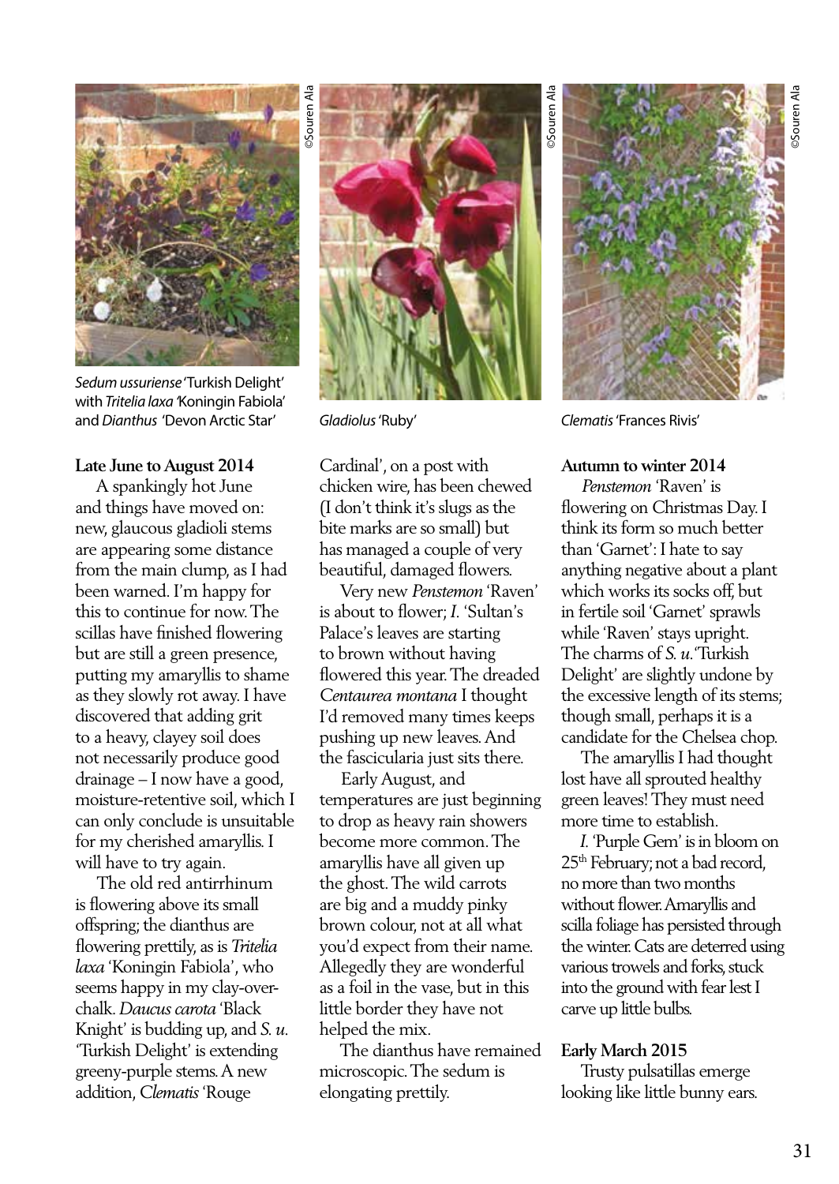*Sedum ussuriense* 'Turkish Delight' with *Tritelia laxa* 'Koningin Fabiola' and *Dianthus* 'Devon Arctic Star'

©Souren Ala

*Gladiolus* 'Ruby'

©Souren Ala

*Clematis* 'Frances Rivis'

©Souren Ala

**Late June to August 2014**

A spankingly hot June and things have moved on: new, glaucous gladioli stems are appearing some distance from the main clump, as I had been warned. I'm happy for this to continue for now. The scillas have finished flowering but are still a green presence, putting my amaryllis to shame as they slowly rot away. I have discovered that adding grit to a heavy, clayey soil does not necessarily produce good drainage – I now have a good, moisture-retentive soil, which I can only conclude is unsuitable for my cherished amaryllis. I will have to try again.

The old red antirrhinum is flowering above its small offspring; the dianthus are flowering prettily, as is *Tritelia laxa* 'Koningin Fabiola', who seems happy in my clay-over-chalk. *Daucus carota* 'Black Knight' is budding up, and *S. u.* 'Turkish Delight' is extending greeny-purple stems. A new addition, *Clematis* 'Rouge Cardinal', on a post with chicken wire, has been chewed (I don't think it's slugs as the bite marks are so small) but has managed a couple of very beautiful, damaged flowers.

Very new *Penstemon* 'Raven' is about to flower; *I.* 'Sultan's Palace's leaves are starting to brown without having flowered this year. The dreaded *Centaurea montana* I thought I'd removed many times keeps pushing up new leaves. And the fascicularia just sits there.

Early August, and temperatures are just beginning to drop as heavy rain showers become more common. The amaryllis have all given up the ghost. The wild carrots are big and a muddy pinky brown colour, not at all what you'd expect from their name. Allegedly they are wonderful as a foil in the vase, but in this little border they have not helped the mix.

The dianthus have remained microscopic. The sedum is elongating prettily.

**Autumn to winter 2014**

*Penstemon* 'Raven' is flowering on Christmas Day. I think its form so much better than 'Garnet': I hate to say anything negative about a plant which works its socks off, but in fertile soil 'Garnet' sprawls while 'Raven' stays upright. The charms of *S. u.* 'Turkish Delight' are slightly undone by the excessive length of its stems; though small, perhaps it is a candidate for the Chelsea chop.

The amaryllis I had thought lost have all sprouted healthy green leaves! They must need more time to establish.

*I.* 'Purple Gem' is in bloom on 25th February; not a bad record, no more than two months without flower. Amaryllis and scilla foliage has persisted through the winter. Cats are deterred using various trowels and forks, stuck into the ground with fear lest I carve up little bulbs.

**Early March 2015**

Trusty pulsatillas emerge looking like little bunny ears.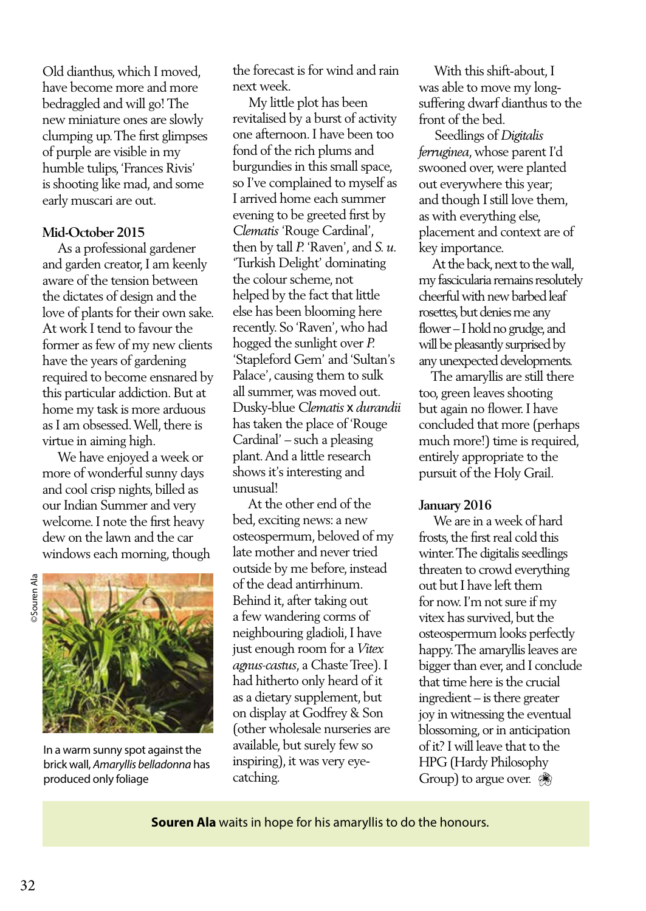Old dianthus, which I moved, have become more and more bedraggled and will go! The new miniature ones are slowly clumping up. The first glimpses of purple are visible in my humble tulips, 'Frances Rivis' is shooting like mad, and some early muscari are out.

**Mid-October 2015**

As a professional gardener and garden creator, I am keenly aware of the tension between the dictates of design and the love of plants for their own sake. At work I tend to favour the former as few of my new clients have the years of gardening required to become ensnared by this particular addiction. But at home my task is more arduous as I am obsessed. Well, there is virtue in aiming high.

We have enjoyed a week or more of wonderful sunny days and cool crisp nights, billed as our Indian Summer and very welcome. I note the first heavy dew on the lawn and the car windows each morning, though the forecast is for wind and rain next week.

My little plot has been revitalised by a burst of activity one afternoon. I have been too fond of the rich plums and burgundies in this small space, so I've complained to myself as I arrived home each summer evening to be greeted first by *Clematis* 'Rouge Cardinal', then by tall *P.* 'Raven', and *S. u.* 'Turkish Delight' dominating the colour scheme, not helped by the fact that little else has been blooming here recently. So 'Raven', who had hogged the sunlight over *P.* 'Stapleford Gem' and 'Sultan's Palace', causing them to sulk all summer, was moved out. Dusky-blue *Clematis* x *durandii* has taken the place of 'Rouge Cardinal' – such a pleasing plant. And a little research shows it's interesting and unusual!

At the other end of the bed, exciting news: a new osteospermum, beloved of my late mother and never tried outside by me before, instead of the dead antirrhinum. Behind it, after taking out a few wandering corms of neighbouring gladioli, I have just enough room for a *Vitex agnus-castus*, a Chaste Tree). I had hitherto only heard of it as a dietary supplement, but on display at Godfrey & Son (other wholesale nurseries are available, but surely few so inspiring), it was very eye-catching.

With this shift-about, I was able to move my long-suffering dwarf dianthus to the front of the bed.

Seedlings of *Digitalis ferruginea*, whose parent I'd swooned over, were planted out everywhere this year; and though I still love them, as with everything else, placement and context are of key importance.

At the back, next to the wall, my fascicularia remains resolutely cheerful with new barbed leaf rosettes, but denies me any flower – I hold no grudge, and will be pleasantly surprised by any unexpected developments.

The amaryllis are still there too, green leaves shooting but again no flower. I have concluded that more (perhaps much more!) time is required, entirely appropriate to the pursuit of the Holy Grail.

**January 2016**

We are in a week of hard frosts, the first real cold this winter. The digitalis seedlings threaten to crowd everything out but I have left them for now. I'm not sure if my vitex has survived, but the osteospermum looks perfectly happy. The amaryllis leaves are bigger than ever, and I conclude that time here is the crucial ingredient – is there greater joy in witnessing the eventual blossoming, or in anticipation of it? I will leave that to the HPG (Hardy Philosophy Group) to argue over.

©Souren Ala

In a warm sunny spot against the brick wall, *Amaryllis belladonna* has produced only foliage

**Souren Ala** waits in hope for his amaryllis to do the honours.